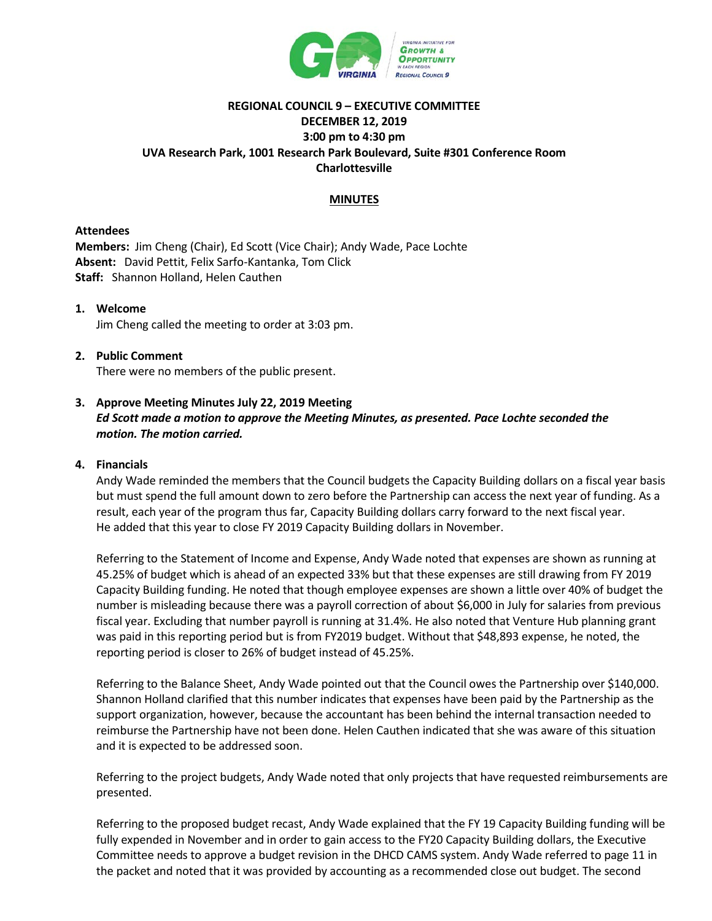**REGIONAL COUNCIL 9 – EXECUTIVE COMMITTEE**
**DECEMBER 12, 2019**
**3:00 pm to 4:30 pm**
**UVA Research Park, 1001 Research Park Boulevard, Suite #301 Conference Room**
**Charlottesville**

**MINUTES**

**Attendees**
**Members:** Jim Cheng (Chair), Ed Scott (Vice Chair); Andy Wade, Pace Lochte
**Absent:** David Pettit, Felix Sarfo-Kantanka, Tom Click
**Staff:** Shannon Holland, Helen Cauthen

1. **Welcome**
   Jim Cheng called the meeting to order at 3:03 pm.

2. **Public Comment**
   There were no members of the public present.

3. **Approve Meeting Minutes July 22, 2019 Meeting**
   ***Ed Scott made a motion to approve the Meeting Minutes, as presented. Pace Lochte seconded the motion. The motion carried.***

4. **Financials**
   Andy Wade reminded the members that the Council budgets the Capacity Building dollars on a fiscal year basis but must spend the full amount down to zero before the Partnership can access the next year of funding. As a result, each year of the program thus far, Capacity Building dollars carry forward to the next fiscal year. He added that this year to close FY 2019 Capacity Building dollars in November.

   Referring to the Statement of Income and Expense, Andy Wade noted that expenses are shown as running at 45.25% of budget which is ahead of an expected 33% but that these expenses are still drawing from FY 2019 Capacity Building funding. He noted that though employee expenses are shown a little over 40% of budget the number is misleading because there was a payroll correction of about $6,000 in July for salaries from previous fiscal year. Excluding that number payroll is running at 31.4%. He also noted that Venture Hub planning grant was paid in this reporting period but is from FY2019 budget. Without that $48,893 expense, he noted, the reporting period is closer to 26% of budget instead of 45.25%.

   Referring to the Balance Sheet, Andy Wade pointed out that the Council owes the Partnership over $140,000. Shannon Holland clarified that this number indicates that expenses have been paid by the Partnership as the support organization, however, because the accountant has been behind the internal transaction needed to reimburse the Partnership have not been done. Helen Cauthen indicated that she was aware of this situation and it is expected to be addressed soon.

   Referring to the project budgets, Andy Wade noted that only projects that have requested reimbursements are presented.

   Referring to the proposed budget recast, Andy Wade explained that the FY 19 Capacity Building funding will be fully expended in November and in order to gain access to the FY20 Capacity Building dollars, the Executive Committee needs to approve a budget revision in the DHCD CAMS system. Andy Wade referred to page 11 in the packet and noted that it was provided by accounting as a recommended close out budget. The second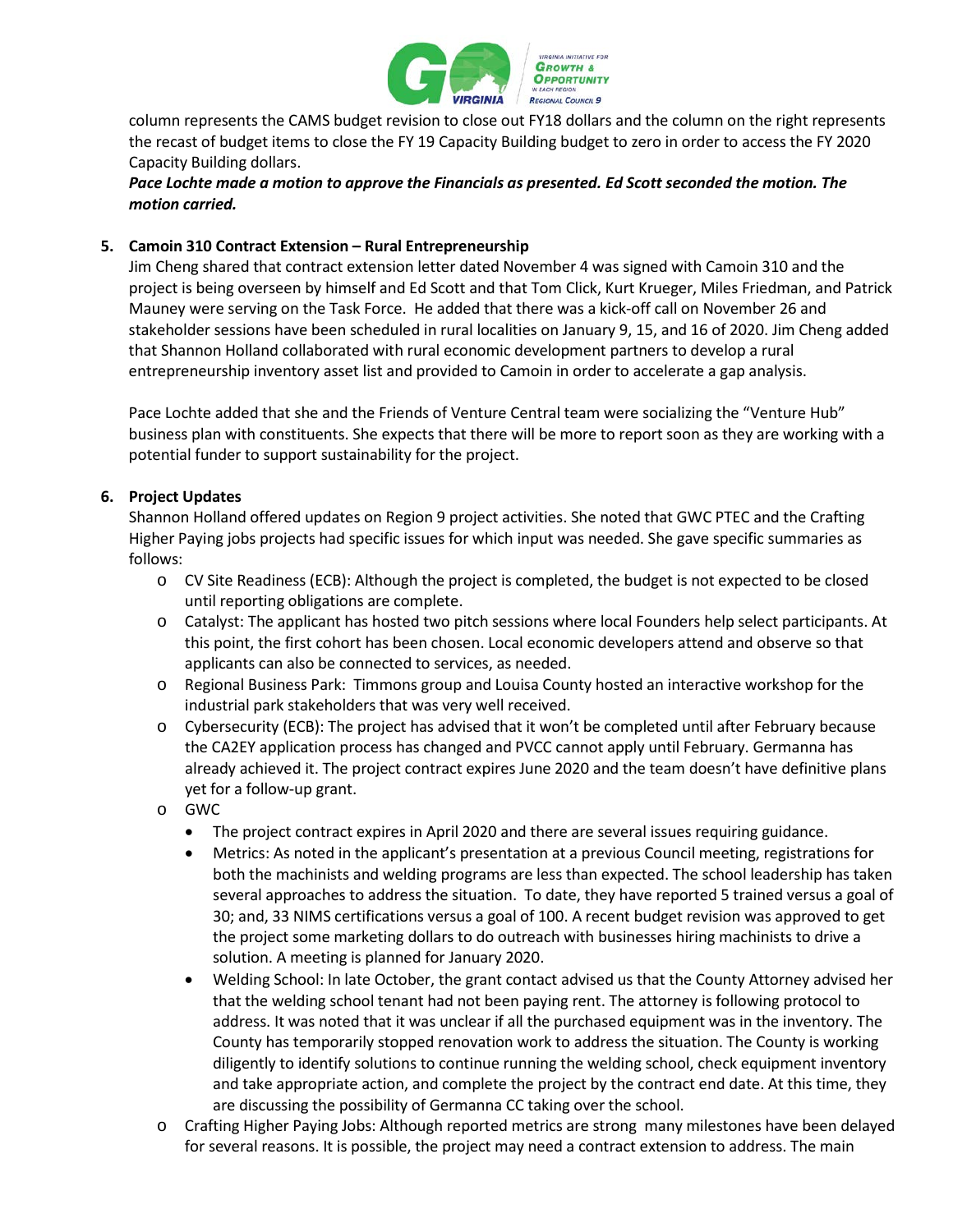column represents the CAMS budget revision to close out FY18 dollars and the column on the right represents the recast of budget items to close the FY 19 Capacity Building budget to zero in order to access the FY 2020 Capacity Building dollars.

***Pace Lochte made a motion to approve the Financials as presented. Ed Scott seconded the motion. The motion carried.***

**5. Camoin 310 Contract Extension – Rural Entrepreneurship**

Jim Cheng shared that contract extension letter dated November 4 was signed with Camoin 310 and the project is being overseen by himself and Ed Scott and that Tom Click, Kurt Krueger, Miles Friedman, and Patrick Mauney were serving on the Task Force. He added that there was a kick-off call on November 26 and stakeholder sessions have been scheduled in rural localities on January 9, 15, and 16 of 2020. Jim Cheng added that Shannon Holland collaborated with rural economic development partners to develop a rural entrepreneurship inventory asset list and provided to Camoin in order to accelerate a gap analysis.

Pace Lochte added that she and the Friends of Venture Central team were socializing the "Venture Hub" business plan with constituents. She expects that there will be more to report soon as they are working with a potential funder to support sustainability for the project.

**6. Project Updates**

Shannon Holland offered updates on Region 9 project activities. She noted that GWC PTEC and the Crafting Higher Paying jobs projects had specific issues for which input was needed. She gave specific summaries as follows:

- CV Site Readiness (ECB): Although the project is completed, the budget is not expected to be closed until reporting obligations are complete.
- Catalyst: The applicant has hosted two pitch sessions where local Founders help select participants. At this point, the first cohort has been chosen. Local economic developers attend and observe so that applicants can also be connected to services, as needed.
- Regional Business Park: Timmons group and Louisa County hosted an interactive workshop for the industrial park stakeholders that was very well received.
- Cybersecurity (ECB): The project has advised that it won't be completed until after February because the CA2EY application process has changed and PVCC cannot apply until February. Germanna has already achieved it. The project contract expires June 2020 and the team doesn't have definitive plans yet for a follow-up grant.
- GWC
  - The project contract expires in April 2020 and there are several issues requiring guidance.
  - Metrics: As noted in the applicant's presentation at a previous Council meeting, registrations for both the machinists and welding programs are less than expected. The school leadership has taken several approaches to address the situation. To date, they have reported 5 trained versus a goal of 30; and, 33 NIMS certifications versus a goal of 100. A recent budget revision was approved to get the project some marketing dollars to do outreach with businesses hiring machinists to drive a solution. A meeting is planned for January 2020.
  - Welding School: In late October, the grant contact advised us that the County Attorney advised her that the welding school tenant had not been paying rent. The attorney is following protocol to address. It was noted that it was unclear if all the purchased equipment was in the inventory. The County has temporarily stopped renovation work to address the situation. The County is working diligently to identify solutions to continue running the welding school, check equipment inventory and take appropriate action, and complete the project by the contract end date. At this time, they are discussing the possibility of Germanna CC taking over the school.
- Crafting Higher Paying Jobs: Although reported metrics are strong many milestones have been delayed for several reasons. It is possible, the project may need a contract extension to address. The main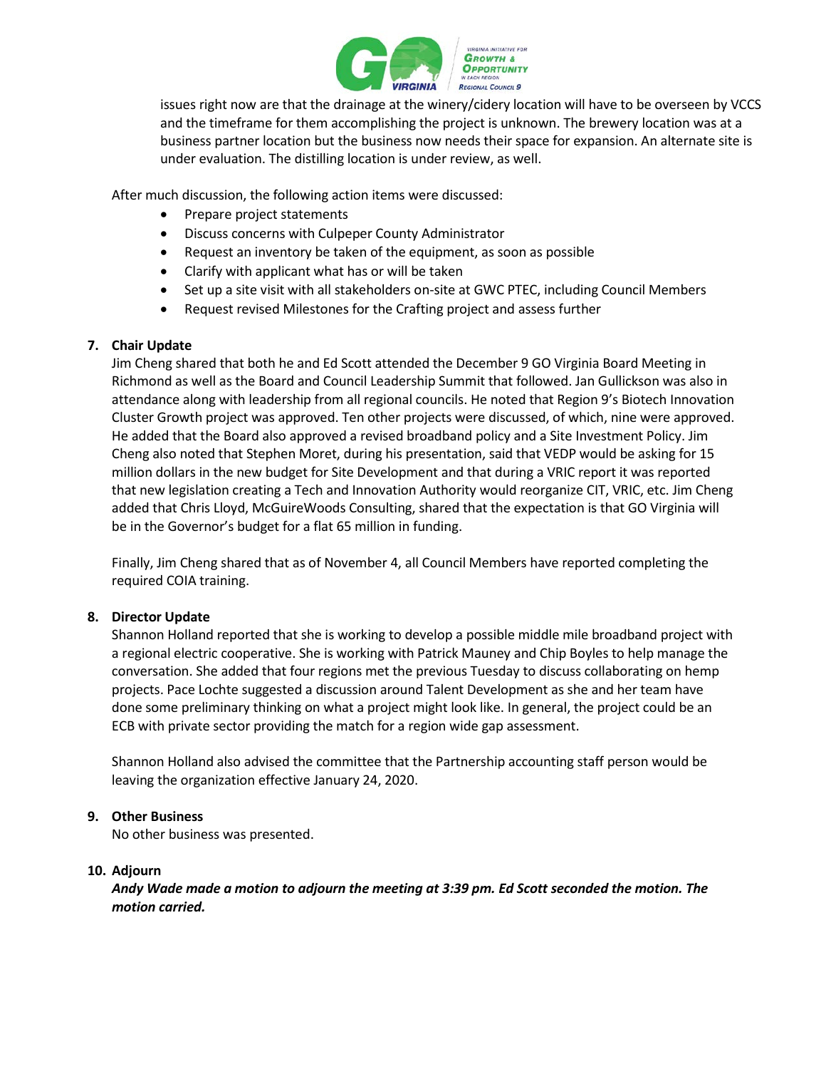issues right now are that the drainage at the winery/cidery location will have to be overseen by VCCS and the timeframe for them accomplishing the project is unknown. The brewery location was at a business partner location but the business now needs their space for expansion. An alternate site is under evaluation. The distilling location is under review, as well.

After much discussion, the following action items were discussed:

- Prepare project statements
- Discuss concerns with Culpeper County Administrator
- Request an inventory be taken of the equipment, as soon as possible
- Clarify with applicant what has or will be taken
- Set up a site visit with all stakeholders on-site at GWC PTEC, including Council Members
- Request revised Milestones for the Crafting project and assess further

**7. Chair Update**

Jim Cheng shared that both he and Ed Scott attended the December 9 GO Virginia Board Meeting in Richmond as well as the Board and Council Leadership Summit that followed. Jan Gullickson was also in attendance along with leadership from all regional councils. He noted that Region 9's Biotech Innovation Cluster Growth project was approved. Ten other projects were discussed, of which, nine were approved. He added that the Board also approved a revised broadband policy and a Site Investment Policy. Jim Cheng also noted that Stephen Moret, during his presentation, said that VEDP would be asking for 15 million dollars in the new budget for Site Development and that during a VRIC report it was reported that new legislation creating a Tech and Innovation Authority would reorganize CIT, VRIC, etc. Jim Cheng added that Chris Lloyd, McGuireWoods Consulting, shared that the expectation is that GO Virginia will be in the Governor's budget for a flat 65 million in funding.

Finally, Jim Cheng shared that as of November 4, all Council Members have reported completing the required COIA training.

**8. Director Update**

Shannon Holland reported that she is working to develop a possible middle mile broadband project with a regional electric cooperative. She is working with Patrick Mauney and Chip Boyles to help manage the conversation. She added that four regions met the previous Tuesday to discuss collaborating on hemp projects. Pace Lochte suggested a discussion around Talent Development as she and her team have done some preliminary thinking on what a project might look like. In general, the project could be an ECB with private sector providing the match for a region wide gap assessment.

Shannon Holland also advised the committee that the Partnership accounting staff person would be leaving the organization effective January 24, 2020.

**9. Other Business**

No other business was presented.

**10. Adjourn**

***Andy Wade made a motion to adjourn the meeting at 3:39 pm. Ed Scott seconded the motion. The motion carried.***